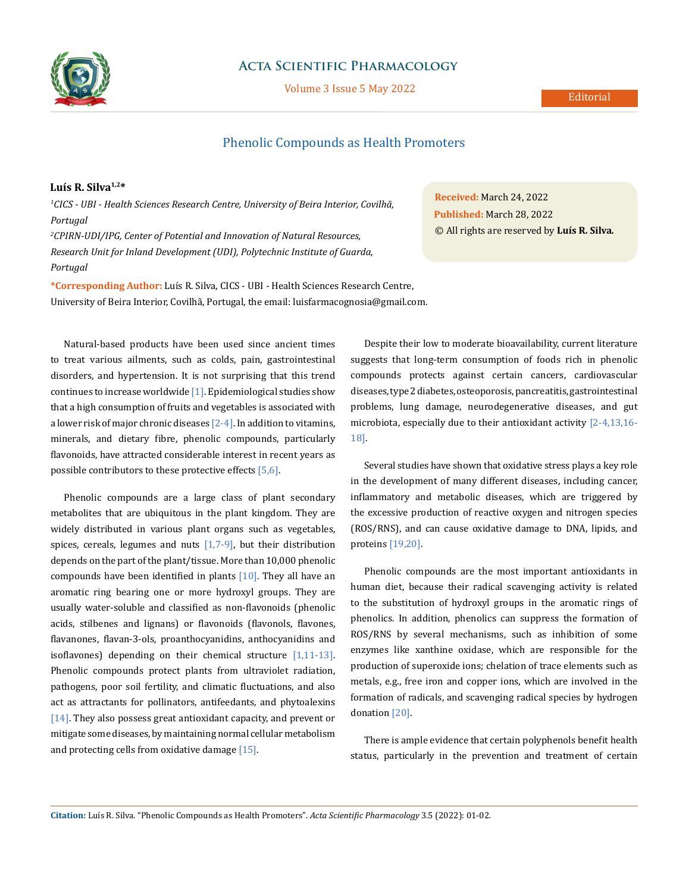Editorial

# Phenolic Compounds as Health Promoters

**Luís R. Silva[1,2]***

*[1]CICS - UBI - Health Sciences Research Centre, University of Beira Interior, Covilhã, Portugal*

*[2]CPIRN-UDI/IPG, Center of Potential and Innovation of Natural Resources, Research Unit for Inland Development (UDI), Polytechnic Institute of Guarda, Portugal*

**\*Corresponding Author:** Luís R. Silva, CICS - UBI - Health Sciences Research Centre, University of Beira Interior, Covilhã, Portugal, the email: luisfarmacognosia@gmail.com.

**Received:** March 24, 2022
**Published:** March 28, 2022
© All rights are reserved by **Luís R. Silva.**

Natural-based products have been used since ancient times to treat various ailments, such as colds, pain, gastrointestinal disorders, and hypertension. It is not surprising that this trend continues to increase worldwide [1]. Epidemiological studies show that a high consumption of fruits and vegetables is associated with a lower risk of major chronic diseases [2-4]. In addition to vitamins, minerals, and dietary fibre, phenolic compounds, particularly flavonoids, have attracted considerable interest in recent years as possible contributors to these protective effects [5,6].

Phenolic compounds are a large class of plant secondary metabolites that are ubiquitous in the plant kingdom. They are widely distributed in various plant organs such as vegetables, spices, cereals, legumes and nuts [1,7-9], but their distribution depends on the part of the plant/tissue. More than 10,000 phenolic compounds have been identified in plants [10]. They all have an aromatic ring bearing one or more hydroxyl groups. They are usually water-soluble and classified as non-flavonoids (phenolic acids, stilbenes and lignans) or flavonoids (flavonols, flavones, flavanones, flavan-3-ols, proanthocyanidins, anthocyanidins and isoflavones) depending on their chemical structure [1,11-13]. Phenolic compounds protect plants from ultraviolet radiation, pathogens, poor soil fertility, and climatic fluctuations, and also act as attractants for pollinators, antifeedants, and phytoalexins [14]. They also possess great antioxidant capacity, and prevent or mitigate some diseases, by maintaining normal cellular metabolism and protecting cells from oxidative damage [15].

Despite their low to moderate bioavailability, current literature suggests that long-term consumption of foods rich in phenolic compounds protects against certain cancers, cardiovascular diseases, type 2 diabetes, osteoporosis, pancreatitis, gastrointestinal problems, lung damage, neurodegenerative diseases, and gut microbiota, especially due to their antioxidant activity [2-4,13,16-18].

Several studies have shown that oxidative stress plays a key role in the development of many different diseases, including cancer, inflammatory and metabolic diseases, which are triggered by the excessive production of reactive oxygen and nitrogen species (ROS/RNS), and can cause oxidative damage to DNA, lipids, and proteins [19,20].

Phenolic compounds are the most important antioxidants in human diet, because their radical scavenging activity is related to the substitution of hydroxyl groups in the aromatic rings of phenolics. In addition, phenolics can suppress the formation of ROS/RNS by several mechanisms, such as inhibition of some enzymes like xanthine oxidase, which are responsible for the production of superoxide ions; chelation of trace elements such as metals, e.g., free iron and copper ions, which are involved in the formation of radicals, and scavenging radical species by hydrogen donation [20].

There is ample evidence that certain polyphenols benefit health status, particularly in the prevention and treatment of certain

**Citation:** Luís R. Silva. “Phenolic Compounds as Health Promoters”. *Acta Scientific Pharmacology* 3.5 (2022): 01-02.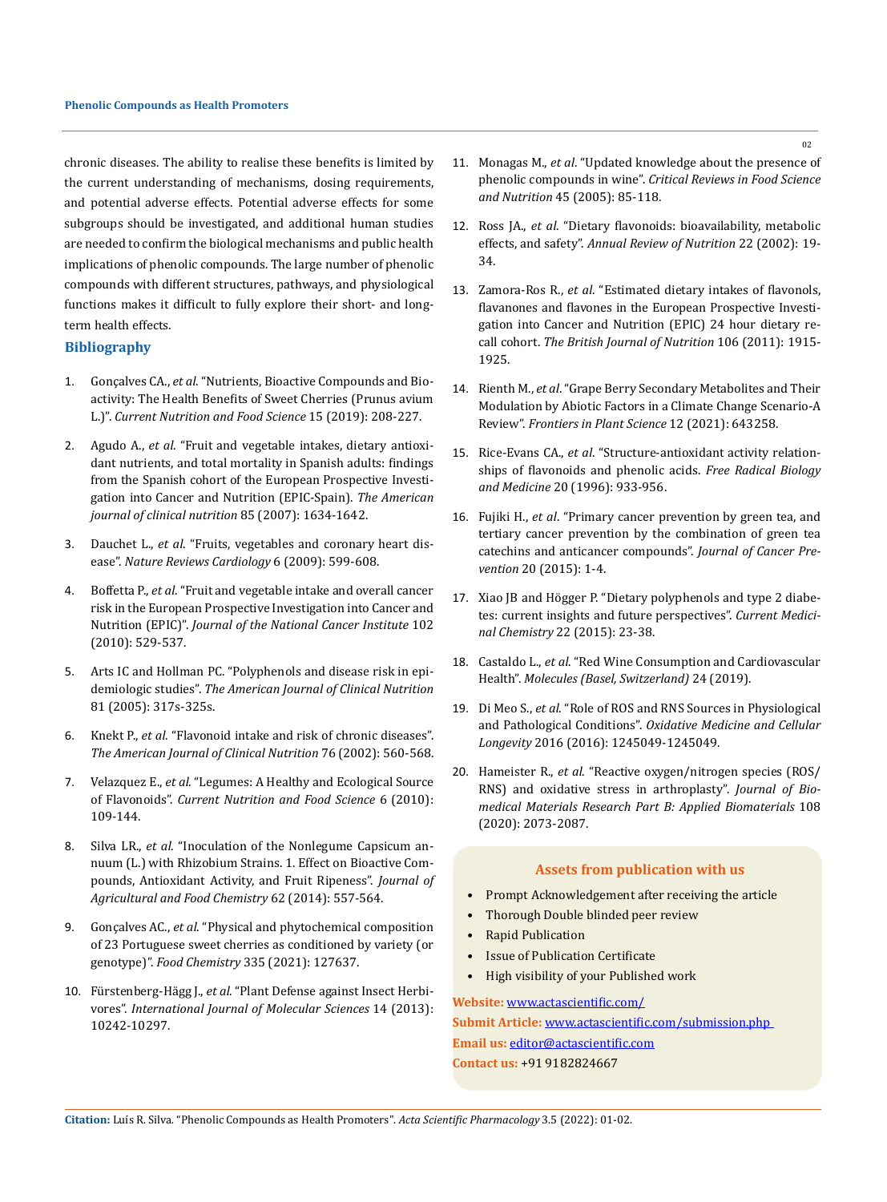chronic diseases. The ability to realise these benefits is limited by the current understanding of mechanisms, dosing requirements, and potential adverse effects. Potential adverse effects for some subgroups should be investigated, and additional human studies are needed to confirm the biological mechanisms and public health implications of phenolic compounds. The large number of phenolic compounds with different structures, pathways, and physiological functions makes it difficult to fully explore their short- and long-term health effects.

## Bibliography

1. Gonçalves CA., *et al*. "Nutrients, Bioactive Compounds and Bioactivity: The Health Benefits of Sweet Cherries (Prunus avium L.)". *Current Nutrition and Food Science* 15 (2019): 208-227.
2. Agudo A., *et al*. "Fruit and vegetable intakes, dietary antioxidant nutrients, and total mortality in Spanish adults: findings from the Spanish cohort of the European Prospective Investigation into Cancer and Nutrition (EPIC-Spain). *The American journal of clinical nutrition* 85 (2007): 1634-1642.
3. Dauchet L., *et al*. "Fruits, vegetables and coronary heart disease". *Nature Reviews Cardiology* 6 (2009): 599-608.
4. Boffetta P., *et al*. "Fruit and vegetable intake and overall cancer risk in the European Prospective Investigation into Cancer and Nutrition (EPIC)". *Journal of the National Cancer Institute* 102 (2010): 529-537.
5. Arts IC and Hollman PC. "Polyphenols and disease risk in epidemiologic studies". *The American Journal of Clinical Nutrition* 81 (2005): 317s-325s.
6. Knekt P., *et al*. "Flavonoid intake and risk of chronic diseases". *The American Journal of Clinical Nutrition* 76 (2002): 560-568.
7. Velazquez E., *et al*. "Legumes: A Healthy and Ecological Source of Flavonoids". *Current Nutrition and Food Science* 6 (2010): 109-144.
8. Silva LR., *et al*. "Inoculation of the Nonlegume Capsicum annuum (L.) with Rhizobium Strains. 1. Effect on Bioactive Compounds, Antioxidant Activity, and Fruit Ripeness". *Journal of Agricultural and Food Chemistry* 62 (2014): 557-564.
9. Gonçalves AC., *et al*. "Physical and phytochemical composition of 23 Portuguese sweet cherries as conditioned by variety (or genotype)". *Food Chemistry* 335 (2021): 127637.
10. Fürstenberg-Hägg J., *et al*. "Plant Defense against Insect Herbivores". *International Journal of Molecular Sciences* 14 (2013): 10242-10297.
11. Monagas M., *et al*. "Updated knowledge about the presence of phenolic compounds in wine". *Critical Reviews in Food Science and Nutrition* 45 (2005): 85-118.
12. Ross JA., *et al*. "Dietary flavonoids: bioavailability, metabolic effects, and safety". *Annual Review of Nutrition* 22 (2002): 19-34.
13. Zamora-Ros R., *et al*. "Estimated dietary intakes of flavonols, flavanones and flavones in the European Prospective Investigation into Cancer and Nutrition (EPIC) 24 hour dietary recall cohort. *The British Journal of Nutrition* 106 (2011): 1915-1925.
14. Rienth M., *et al*. "Grape Berry Secondary Metabolites and Their Modulation by Abiotic Factors in a Climate Change Scenario-A Review". *Frontiers in Plant Science* 12 (2021): 643258.
15. Rice-Evans CA., *et al*. "Structure-antioxidant activity relationships of flavonoids and phenolic acids. *Free Radical Biology and Medicine* 20 (1996): 933-956.
16. Fujiki H., *et al*. "Primary cancer prevention by green tea, and tertiary cancer prevention by the combination of green tea catechins and anticancer compounds". *Journal of Cancer Prevention* 20 (2015): 1-4.
17. Xiao JB and Högger P. "Dietary polyphenols and type 2 diabetes: current insights and future perspectives". *Current Medicinal Chemistry* 22 (2015): 23-38.
18. Castaldo L., *et al*. "Red Wine Consumption and Cardiovascular Health". *Molecules (Basel, Switzerland)* 24 (2019).
19. Di Meo S., *et al*. "Role of ROS and RNS Sources in Physiological and Pathological Conditions". *Oxidative Medicine and Cellular Longevity* 2016 (2016): 1245049-1245049.
20. Hameister R., *et al*. "Reactive oxygen/nitrogen species (ROS/RNS) and oxidative stress in arthroplasty". *Journal of Biomedical Materials Research Part B: Applied Biomaterials* 108 (2020): 2073-2087.

**Assets from publication with us**

- Prompt Acknowledgement after receiving the article
- Thorough Double blinded peer review
- Rapid Publication
- Issue of Publication Certificate
- High visibility of your Published work

**Website:** www.actascientific.com/
**Submit Article:** www.actascientific.com/submission.php
**Email us:** editor@actascientific.com
**Contact us:** +91 9182824667